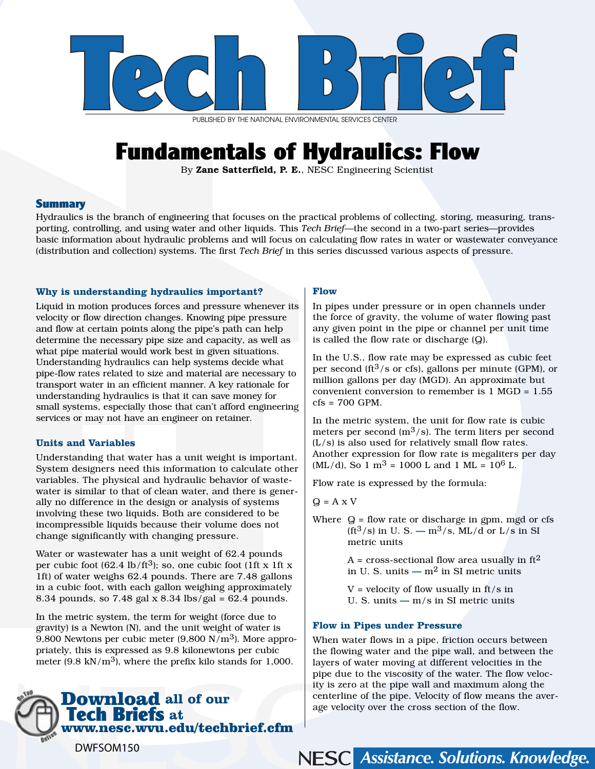# Tech Brief

PUBLISHED BY THE NATIONAL ENVIRONMENTAL SERVICES CENTER

# Fundamentals of Hydraulics: Flow

By **Zane Satterfield, P. E.**, NESC Engineering Scientist

## Summary

Hydraulics is the branch of engineering that focuses on the practical problems of collecting, storing, measuring, transporting, controlling, and using water and other liquids. This *Tech Brief*—the second in a two-part series—provides basic information about hydraulic problems and will focus on calculating flow rates in water or wastewater conveyance (distribution and collection) systems. The first *Tech Brief* in this series discussed various aspects of pressure.

### Why is understanding hydraulics important?

Liquid in motion produces forces and pressure whenever its velocity or flow direction changes. Knowing pipe pressure and flow at certain points along the pipe's path can help determine the necessary pipe size and capacity, as well as what pipe material would work best in given situations. Understanding hydraulics can help systems decide what pipe-flow rates related to size and material are necessary to transport water in an efficient manner. A key rationale for understanding hydraulics is that it can save money for small systems, especially those that can't afford engineering services or may not have an engineer on retainer.

### Units and Variables

Understanding that water has a unit weight is important. System designers need this information to calculate other variables. The physical and hydraulic behavior of wastewater is similar to that of clean water, and there is generally no difference in the design or analysis of systems involving these two liquids. Both are considered to be incompressible liquids because their volume does not change significantly with changing pressure.

Water or wastewater has a unit weight of 62.4 pounds per cubic foot (62.4 lb/ft$^3$); so, one cubic foot (1ft x 1ft x 1ft) of water weighs 62.4 pounds. There are 7.48 gallons in a cubic foot, with each gallon weighing approximately 8.34 pounds, so 7.48 gal x 8.34 lbs/gal = 62.4 pounds.

In the metric system, the term for weight (force due to gravity) is a Newton (N), and the unit weight of water is 9,800 Newtons per cubic meter (9,800 N/m$^3$). More appropriately, this is expressed as 9.8 kilonewtons per cubic meter (9.8 kN/m$^3$), where the prefix kilo stands for 1,000.

**Download all of our Tech Briefs at www.nesc.wvu.edu/techbrief.cfm**

### Flow

In pipes under pressure or in open channels under the force of gravity, the volume of water flowing past any given point in the pipe or channel per unit time is called the flow rate or discharge (Q).

In the U.S., flow rate may be expressed as cubic feet per second (ft$^3$/s or cfs), gallons per minute (GPM), or million gallons per day (MGD). An approximate but convenient conversion to remember is 1 MGD = 1.55 cfs = 700 GPM.

In the metric system, the unit for flow rate is cubic meters per second (m$^3$/s). The term liters per second (L/s) is also used for relatively small flow rates. Another expression for flow rate is megaliters per day (ML/d), So 1 m$^3$ = 1000 L and 1 ML = 10$^6$ L.

Flow rate is expressed by the formula:

Q = A x V

Where Q = flow rate or discharge in gpm, mgd or cfs (ft$^3$/s) in U. S. — m$^3$/s, ML/d or L/s in SI metric units

A = cross-sectional flow area usually in ft$^2$ in U. S. units — m$^2$ in SI metric units

V = velocity of flow usually in ft/s in U. S. units — m/s in SI metric units

### Flow in Pipes under Pressure

When water flows in a pipe, friction occurs between the flowing water and the pipe wall, and between the layers of water moving at different velocities in the pipe due to the viscosity of the water. The flow velocity is zero at the pipe wall and maximum along the centerline of the pipe. Velocity of flow means the average velocity over the cross section of the flow.

DWFSOM150

NESC Assistance. Solutions. Knowledge.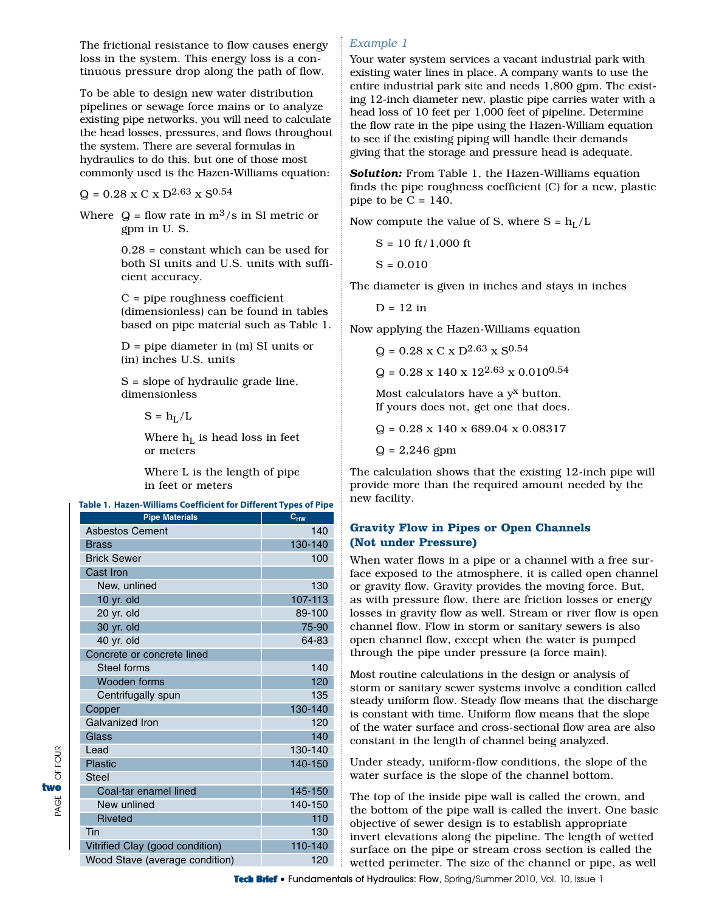The frictional resistance to flow causes energy loss in the system. This energy loss is a continuous pressure drop along the path of flow.

To be able to design new water distribution pipelines or sewage force mains or to analyze existing pipe networks, you will need to calculate the head losses, pressures, and flows throughout the system. There are several formulas in hydraulics to do this, but one of those most commonly used is the Hazen-Williams equation:

$$Q = 0.28 \times C \times D^{2.63} \times S^{0.54}$$

Where $Q$ = flow rate in $m^3/s$ in SI metric or gpm in U. S.

0.28 = constant which can be used for both SI units and U.S. units with sufficient accuracy.

C = pipe roughness coefficient (dimensionless) can be found in tables based on pipe material such as Table 1.

D = pipe diameter in (m) SI units or (in) inches U.S. units

S = slope of hydraulic grade line, dimensionless

$S = h_L/L$

Where $h_L$ is head loss in feet or meters

Where L is the length of pipe in feet or meters

**Table 1. Hazen-Williams Coefficient for Different Types of Pipe**

| Pipe Materials | $C_{HW}$ |
|---|---|
| Asbestos Cement | 140 |
| Brass | 130-140 |
| Brick Sewer | 100 |
| Cast Iron | |
| New, unlined | 130 |
| 10 yr. old | 107-113 |
| 20 yr. old | 89-100 |
| 30 yr. old | 75-90 |
| 40 yr. old | 64-83 |
| Concrete or concrete lined | |
| Steel forms | 140 |
| Wooden forms | 120 |
| Centrifugally spun | 135 |
| Copper | 130-140 |
| Galvanized Iron | 120 |
| Glass | 140 |
| Lead | 130-140 |
| Plastic | 140-150 |
| Steel | |
| Coal-tar enamel lined | 145-150 |
| New unlined | 140-150 |
| Riveted | 110 |
| Tin | 130 |
| Vitrified Clay (good condition) | 110-140 |
| Wood Stave (average condition) | 120 |

*Example 1*

Your water system services a vacant industrial park with existing water lines in place. A company wants to use the entire industrial park site and needs 1,800 gpm. The existing 12-inch diameter new, plastic pipe carries water with a head loss of 10 feet per 1,000 feet of pipeline. Determine the flow rate in the pipe using the Hazen-William equation to see if the existing piping will handle their demands giving that the storage and pressure head is adequate.

***Solution:*** From Table 1, the Hazen-Williams equation finds the pipe roughness coefficient (C) for a new, plastic pipe to be C = 140.

Now compute the value of S, where $S = h_L/L$

$S = 10 \text{ ft}/1{,}000 \text{ ft}$

$S = 0.010$

The diameter is given in inches and stays in inches

D = 12 in

Now applying the Hazen-Williams equation

$Q = 0.28 \times C \times D^{2.63} \times S^{0.54}$

$Q = 0.28 \times 140 \times 12^{2.63} \times 0.010^{0.54}$

Most calculators have a $y^x$ button.
If yours does not, get one that does.

$Q = 0.28 \times 140 \times 689.04 \times 0.08317$

$Q = 2{,}246$ gpm

The calculation shows that the existing 12-inch pipe will provide more than the required amount needed by the new facility.

## Gravity Flow in Pipes or Open Channels (Not under Pressure)

When water flows in a pipe or a channel with a free surface exposed to the atmosphere, it is called open channel or gravity flow. Gravity provides the moving force. But, as with pressure flow, there are friction losses or energy losses in gravity flow as well. Stream or river flow is open channel flow. Flow in storm or sanitary sewers is also open channel flow, except when the water is pumped through the pipe under pressure (a force main).

Most routine calculations in the design or analysis of storm or sanitary sewer systems involve a condition called steady uniform flow. Steady flow means that the discharge is constant with time. Uniform flow means that the slope of the water surface and cross-sectional flow area are also constant in the length of channel being analyzed.

Under steady, uniform-flow conditions, the slope of the water surface is the slope of the channel bottom.

The top of the inside pipe wall is called the crown, and the bottom of the pipe wall is called the invert. One basic objective of sewer design is to establish appropriate invert elevations along the pipeline. The length of wetted surface on the pipe or stream cross section is called the wetted perimeter. The size of the channel or pipe, as well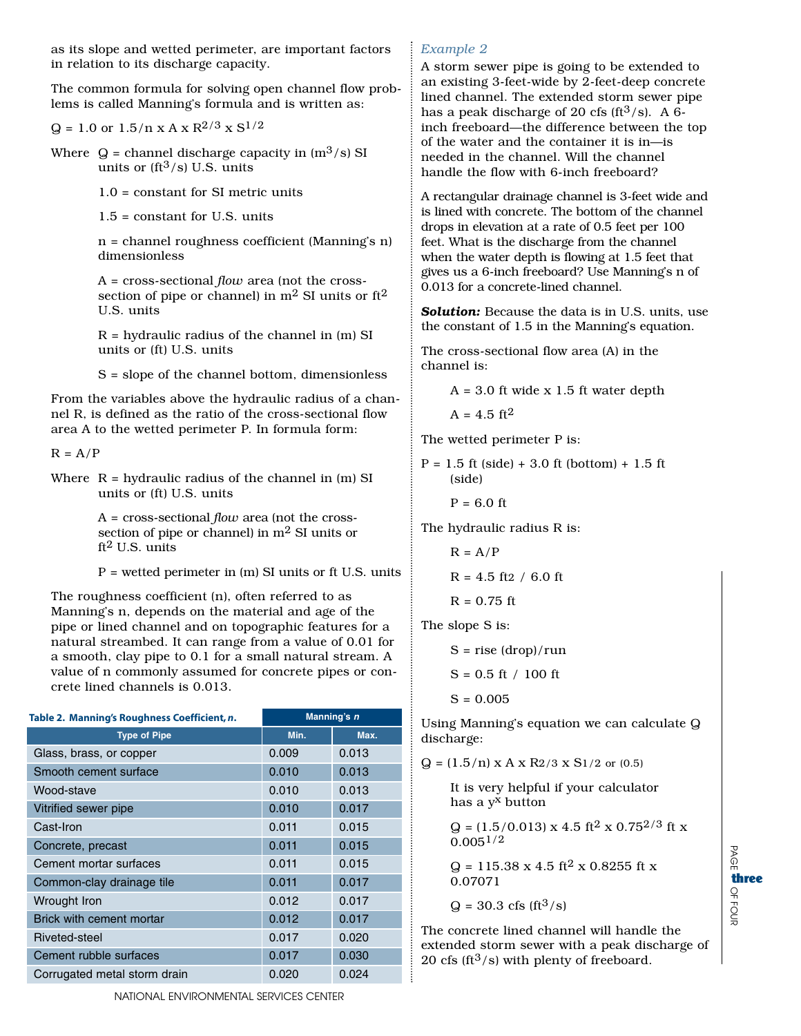as its slope and wetted perimeter, are important factors in relation to its discharge capacity.

The common formula for solving open channel flow problems is called Manning's formula and is written as:

$Q = 1.0 \text{ or } 1.5/n \times A \times R^{2/3} \times S^{1/2}$

Where $Q$ = channel discharge capacity in ($m^3$/s) SI units or ($ft^3$/s) U.S. units

$1.0$ = constant for SI metric units

$1.5$ = constant for U.S. units

$n$ = channel roughness coefficient (Manning's n) dimensionless

$A$ = cross-sectional *flow* area (not the cross-section of pipe or channel) in $m^2$ SI units or $ft^2$ U.S. units

$R$ = hydraulic radius of the channel in (m) SI units or (ft) U.S. units

$S$ = slope of the channel bottom, dimensionless

From the variables above the hydraulic radius of a channel R, is defined as the ratio of the cross-sectional flow area A to the wetted perimeter P. In formula form:

$R = A/P$

Where $R$ = hydraulic radius of the channel in (m) SI units or (ft) U.S. units

$A$ = cross-sectional *flow* area (not the cross-section of pipe or channel) in $m^2$ SI units or $ft^2$ U.S. units

$P$ = wetted perimeter in (m) SI units or ft U.S. units

The roughness coefficient (n), often referred to as Manning's n, depends on the material and age of the pipe or lined channel and on topographic features for a natural streambed. It can range from a value of 0.01 for a smooth, clay pipe to 0.1 for a small natural stream. A value of n commonly assumed for concrete pipes or concrete lined channels is 0.013.

**Table 2. Manning's Roughness Coefficient, *n*.**

| Type of Pipe | Manning's *n* Min. | Manning's *n* Max. |
|---|---|---|
| Glass, brass, or copper | 0.009 | 0.013 |
| Smooth cement surface | 0.010 | 0.013 |
| Wood-stave | 0.010 | 0.013 |
| Vitrified sewer pipe | 0.010 | 0.017 |
| Cast-Iron | 0.011 | 0.015 |
| Concrete, precast | 0.011 | 0.015 |
| Cement mortar surfaces | 0.011 | 0.015 |
| Common-clay drainage tile | 0.011 | 0.017 |
| Wrought Iron | 0.012 | 0.017 |
| Brick with cement mortar | 0.012 | 0.017 |
| Riveted-steel | 0.017 | 0.020 |
| Cement rubble surfaces | 0.017 | 0.030 |
| Corrugated metal storm drain | 0.020 | 0.024 |

### *Example 2*

A storm sewer pipe is going to be extended to an existing 3-feet-wide by 2-feet-deep concrete lined channel. The extended storm sewer pipe has a peak discharge of 20 cfs ($ft^3$/s). A 6-inch freeboard—the difference between the top of the water and the container it is in—is needed in the channel. Will the channel handle the flow with 6-inch freeboard?

A rectangular drainage channel is 3-feet wide and is lined with concrete. The bottom of the channel drops in elevation at a rate of 0.5 feet per 100 feet. What is the discharge from the channel when the water depth is flowing at 1.5 feet that gives us a 6-inch freeboard? Use Manning's n of 0.013 for a concrete-lined channel.

***Solution:*** Because the data is in U.S. units, use the constant of 1.5 in the Manning's equation.

The cross-sectional flow area (A) in the channel is:

$A = 3.0 \text{ ft wide} \times 1.5 \text{ ft water depth}$

$A = 4.5 \text{ ft}^2$

The wetted perimeter P is:

$P = 1.5 \text{ ft (side)} + 3.0 \text{ ft (bottom)} + 1.5 \text{ ft (side)}$

$P = 6.0 \text{ ft}$

The hydraulic radius R is:

$R = A/P$

$R = 4.5 \text{ ft}^2 / 6.0 \text{ ft}$

$R = 0.75 \text{ ft}$

The slope S is:

$S = \text{rise (drop)/run}$

$S = 0.5 \text{ ft} / 100 \text{ ft}$

$S = 0.005$

Using Manning's equation we can calculate Q discharge:

$Q = (1.5/n) \times A \times R^{2/3} \times S^{1/2 \text{ or } (0.5)}$

It is very helpful if your calculator has a $y^x$ button

$Q = (1.5/0.013) \times 4.5 \text{ ft}^2 \times 0.75^{2/3} \text{ ft} \times 0.005^{1/2}$

$Q = 115.38 \times 4.5 \text{ ft}^2 \times 0.8255 \text{ ft} \times 0.07071$

$Q = 30.3 \text{ cfs (ft}^3\text{/s)}$

The concrete lined channel will handle the extended storm sewer with a peak discharge of 20 cfs ($ft^3$/s) with plenty of freeboard.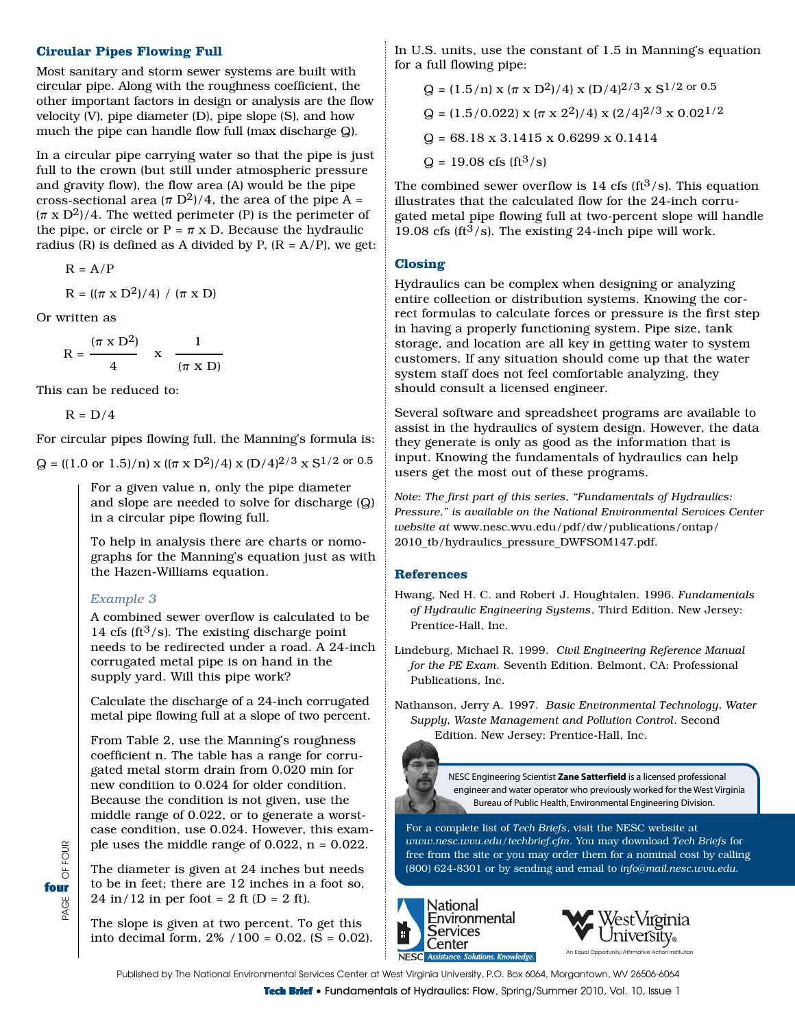## Circular Pipes Flowing Full

Most sanitary and storm sewer systems are built with circular pipe. Along with the roughness coefficient, the other important factors in design or analysis are the flow velocity (V), pipe diameter (D), pipe slope (S), and how much the pipe can handle flow full (max discharge Q).

In a circular pipe carrying water so that the pipe is just full to the crown (but still under atmospheric pressure and gravity flow), the flow area (A) would be the pipe cross-sectional area $(\pi D^2)/4$, the area of the pipe $A = (\pi \times D^2)/4$. The wetted perimeter (P) is the perimeter of the pipe, or circle or $P = \pi \times D$. Because the hydraulic radius (R) is defined as A divided by P, $(R = A/P)$, we get:

$$R = A/P$$

$$R = ((\pi \times D^2)/4) \; / \; (\pi \times D)$$

Or written as

$$R = \frac{(\pi \times D^2)}{4} \times \frac{1}{(\pi \times D)}$$

This can be reduced to:

$$R = D/4$$

For circular pipes flowing full, the Manning's formula is:

$$Q = ((1.0 \text{ or } 1.5)/n) \times ((\pi \times D^2)/4) \times (D/4)^{2/3} \times S^{1/2 \text{ or } 0.5}$$

For a given value n, only the pipe diameter and slope are needed to solve for discharge (Q) in a circular pipe flowing full.

To help in analysis there are charts or nomographs for the Manning's equation just as with the Hazen-Williams equation.

*Example 3*

A combined sewer overflow is calculated to be 14 cfs (ft$^3$/s). The existing discharge point needs to be redirected under a road. A 24-inch corrugated metal pipe is on hand in the supply yard. Will this pipe work?

Calculate the discharge of a 24-inch corrugated metal pipe flowing full at a slope of two percent.

From Table 2, use the Manning's roughness coefficient n. The table has a range for corrugated metal storm drain from 0.020 min for new condition to 0.024 for older condition. Because the condition is not given, use the middle range of 0.022, or to generate a worst-case condition, use 0.024. However, this example uses the middle range of 0.022, n = 0.022.

The diameter is given at 24 inches but needs to be in feet; there are 12 inches in a foot so, 24 in/12 in per foot = 2 ft (D = 2 ft).

The slope is given at two percent. To get this into decimal form, 2% /100 = 0.02. (S = 0.02).

In U.S. units, use the constant of 1.5 in Manning's equation for a full flowing pipe:

$$Q = (1.5/n) \times (\pi \times D^2)/4) \times (D/4)^{2/3} \times S^{1/2 \text{ or } 0.5}$$

$$Q = (1.5/0.022) \times (\pi \times 2^2)/4) \times (2/4)^{2/3} \times 0.02^{1/2}$$

$$Q = 68.18 \times 3.1415 \times 0.6299 \times 0.1414$$

$$Q = 19.08 \text{ cfs (ft}^3\text{/s)}$$

The combined sewer overflow is 14 cfs (ft$^3$/s). This equation illustrates that the calculated flow for the 24-inch corrugated metal pipe flowing full at two-percent slope will handle 19.08 cfs (ft$^3$/s). The existing 24-inch pipe will work.

## Closing

Hydraulics can be complex when designing or analyzing entire collection or distribution systems. Knowing the correct formulas to calculate forces or pressure is the first step in having a properly functioning system. Pipe size, tank storage, and location are all key in getting water to system customers. If any situation should come up that the water system staff does not feel comfortable analyzing, they should consult a licensed engineer.

Several software and spreadsheet programs are available to assist in the hydraulics of system design. However, the data they generate is only as good as the information that is input. Knowing the fundamentals of hydraulics can help users get the most out of these programs.

*Note: The first part of this series, "Fundamentals of Hydraulics: Pressure," is available on the National Environmental Services Center website at* www.nesc.wvu.edu/pdf/dw/publications/ontap/2010_tb/hydraulics_pressure_DWFSOM147.pdf.

## References

Hwang, Ned H. C. and Robert J. Houghtalen. 1996. *Fundamentals of Hydraulic Engineering Systems*, Third Edition. New Jersey: Prentice-Hall, Inc.

Lindeburg, Michael R. 1999. *Civil Engineering Reference Manual for the PE Exam*. Seventh Edition. Belmont, CA: Professional Publications, Inc.

Nathanson, Jerry A. 1997. *Basic Environmental Technology, Water Supply, Waste Management and Pollution Control*. Second Edition. New Jersey: Prentice-Hall, Inc.

NESC Engineering Scientist **Zane Satterfield** is a licensed professional engineer and water operator who previously worked for the West Virginia Bureau of Public Health, Environmental Engineering Division.

For a complete list of *Tech Briefs*, visit the NESC website at *www.nesc.wvu.edu/techbrief.cfm*. You may download *Tech Briefs* for free from the site or you may order them for a nominal cost by calling (800) 624-8301 or by sending and email to *info@mail.nesc.wvu.edu*.

National Environmental Services Center
NESC Assistance. Solutions. Knowledge.

West Virginia University
An Equal Opportunity/Affirmative Action Institution

Published by The National Environmental Services Center at West Virginia University, P.O. Box 6064, Morgantown, WV 26506-6064